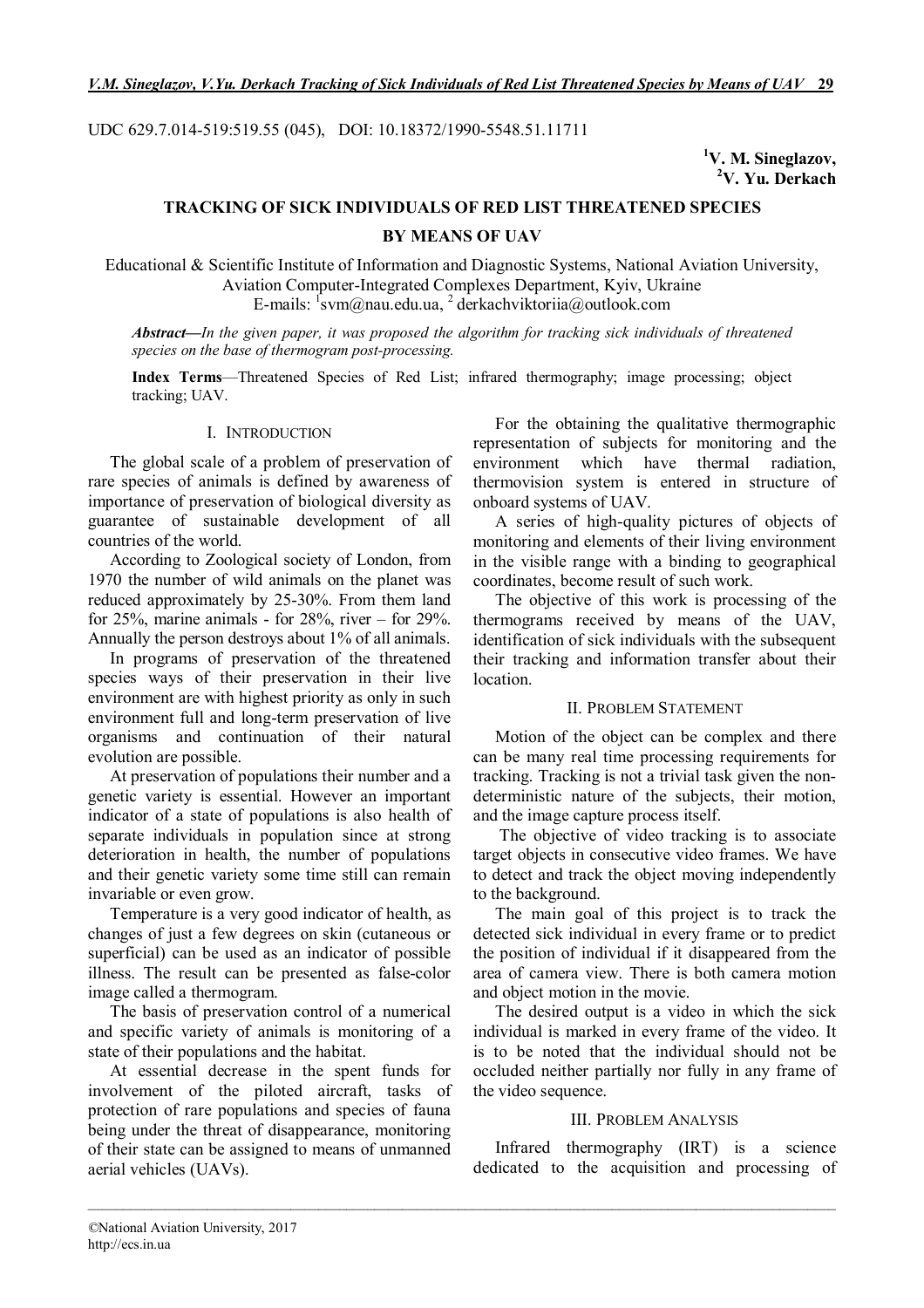UDC 629.7.014-519:519.55 (045), DOI: 10.18372/1990-5548.51.11711

**[1]V. M. Sineglazov,**
**[2]V. Yu. Derkach**

# TRACKING OF SICK INDIVIDUALS OF RED LIST THREATENED SPECIES BY MEANS OF UAV

Educational & Scientific Institute of Information and Diagnostic Systems, National Aviation University, Aviation Computer-Integrated Complexes Department, Kyiv, Ukraine
E-mails: [1]svm@nau.edu.ua, [2] derkachviktoriia@outlook.com

***Abstract****—In the given paper, it was proposed the algorithm for tracking sick individuals of threatened species on the base of thermogram post-processing.*

**Index Terms**—Threatened Species of Red List; infrared thermography; image processing; object tracking; UAV.

## I. INTRODUCTION

The global scale of a problem of preservation of rare species of animals is defined by awareness of importance of preservation of biological diversity as guarantee of sustainable development of all countries of the world.

According to Zoological society of London, from 1970 the number of wild animals on the planet was reduced approximately by 25-30%. From them land for 25%, marine animals - for 28%, river – for 29%. Annually the person destroys about 1% of all animals.

In programs of preservation of the threatened species ways of their preservation in their live environment are with highest priority as only in such environment full and long-term preservation of live organisms and continuation of their natural evolution are possible.

At preservation of populations their number and a genetic variety is essential. However an important indicator of a state of populations is also health of separate individuals in population since at strong deterioration in health, the number of populations and their genetic variety some time still can remain invariable or even grow.

Temperature is a very good indicator of health, as changes of just a few degrees on skin (cutaneous or superficial) can be used as an indicator of possible illness. The result can be presented as false-color image called a thermogram.

The basis of preservation control of a numerical and specific variety of animals is monitoring of a state of their populations and the habitat.

At essential decrease in the spent funds for involvement of the piloted aircraft, tasks of protection of rare populations and species of fauna being under the threat of disappearance, monitoring of their state can be assigned to means of unmanned aerial vehicles (UAVs).

For the obtaining the qualitative thermographic representation of subjects for monitoring and the environment which have thermal radiation, thermovision system is entered in structure of onboard systems of UAV.

A series of high-quality pictures of objects of monitoring and elements of their living environment in the visible range with a binding to geographical coordinates, become result of such work.

The objective of this work is processing of the thermograms received by means of the UAV, identification of sick individuals with the subsequent their tracking and information transfer about their location.

## II. PROBLEM STATEMENT

Motion of the object can be complex and there can be many real time processing requirements for tracking. Tracking is not a trivial task given the non-deterministic nature of the subjects, their motion, and the image capture process itself.

The objective of video tracking is to associate target objects in consecutive video frames. We have to detect and track the object moving independently to the background.

The main goal of this project is to track the detected sick individual in every frame or to predict the position of individual if it disappeared from the area of camera view. There is both camera motion and object motion in the movie.

The desired output is a video in which the sick individual is marked in every frame of the video. It is to be noted that the individual should not be occluded neither partially nor fully in any frame of the video sequence.

## III. PROBLEM ANALYSIS

Infrared thermography (IRT) is a science dedicated to the acquisition and processing of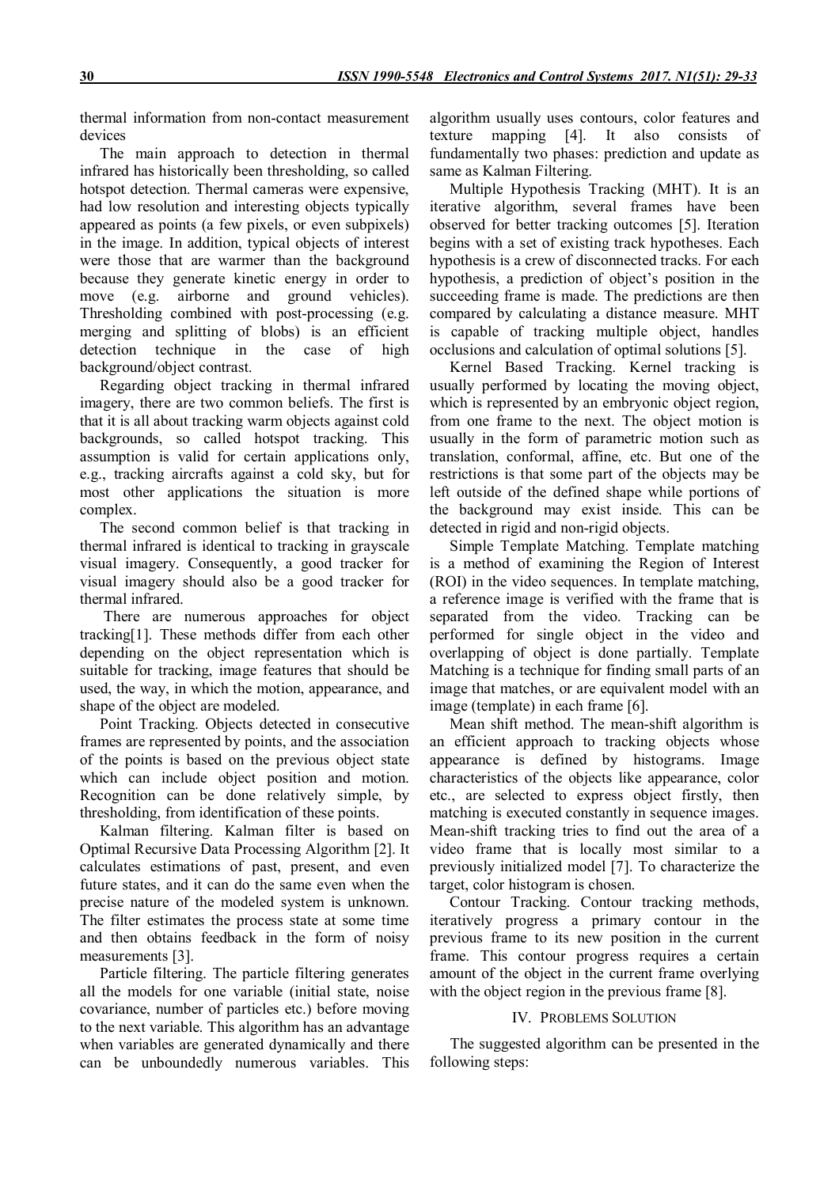thermal information from non-contact measurement devices

The main approach to detection in thermal infrared has historically been thresholding, so called hotspot detection. Thermal cameras were expensive, had low resolution and interesting objects typically appeared as points (a few pixels, or even subpixels) in the image. In addition, typical objects of interest were those that are warmer than the background because they generate kinetic energy in order to move (e.g. airborne and ground vehicles). Thresholding combined with post-processing (e.g. merging and splitting of blobs) is an efficient detection technique in the case of high background/object contrast.

Regarding object tracking in thermal infrared imagery, there are two common beliefs. The first is that it is all about tracking warm objects against cold backgrounds, so called hotspot tracking. This assumption is valid for certain applications only, e.g., tracking aircrafts against a cold sky, but for most other applications the situation is more complex.

The second common belief is that tracking in thermal infrared is identical to tracking in grayscale visual imagery. Consequently, a good tracker for visual imagery should also be a good tracker for thermal infrared.

There are numerous approaches for object tracking[1]. These methods differ from each other depending on the object representation which is suitable for tracking, image features that should be used, the way, in which the motion, appearance, and shape of the object are modeled.

Point Tracking. Objects detected in consecutive frames are represented by points, and the association of the points is based on the previous object state which can include object position and motion. Recognition can be done relatively simple, by thresholding, from identification of these points.

Kalman filtering. Kalman filter is based on Optimal Recursive Data Processing Algorithm [2]. It calculates estimations of past, present, and even future states, and it can do the same even when the precise nature of the modeled system is unknown. The filter estimates the process state at some time and then obtains feedback in the form of noisy measurements [3].

Particle filtering. The particle filtering generates all the models for one variable (initial state, noise covariance, number of particles etc.) before moving to the next variable. This algorithm has an advantage when variables are generated dynamically and there can be unboundedly numerous variables. This algorithm usually uses contours, color features and texture mapping [4]. It also consists of fundamentally two phases: prediction and update as same as Kalman Filtering.

Multiple Hypothesis Tracking (MHT). It is an iterative algorithm, several frames have been observed for better tracking outcomes [5]. Iteration begins with a set of existing track hypotheses. Each hypothesis is a crew of disconnected tracks. For each hypothesis, a prediction of object's position in the succeeding frame is made. The predictions are then compared by calculating a distance measure. MHT is capable of tracking multiple object, handles occlusions and calculation of optimal solutions [5].

Kernel Based Tracking. Kernel tracking is usually performed by locating the moving object, which is represented by an embryonic object region, from one frame to the next. The object motion is usually in the form of parametric motion such as translation, conformal, affine, etc. But one of the restrictions is that some part of the objects may be left outside of the defined shape while portions of the background may exist inside. This can be detected in rigid and non-rigid objects.

Simple Template Matching. Template matching is a method of examining the Region of Interest (ROI) in the video sequences. In template matching, a reference image is verified with the frame that is separated from the video. Tracking can be performed for single object in the video and overlapping of object is done partially. Template Matching is a technique for finding small parts of an image that matches, or are equivalent model with an image (template) in each frame [6].

Mean shift method. The mean-shift algorithm is an efficient approach to tracking objects whose appearance is defined by histograms. Image characteristics of the objects like appearance, color etc., are selected to express object firstly, then matching is executed constantly in sequence images. Mean-shift tracking tries to find out the area of a video frame that is locally most similar to a previously initialized model [7]. To characterize the target, color histogram is chosen.

Contour Tracking. Contour tracking methods, iteratively progress a primary contour in the previous frame to its new position in the current frame. This contour progress requires a certain amount of the object in the current frame overlying with the object region in the previous frame [8].

## IV. Problems Solution

The suggested algorithm can be presented in the following steps: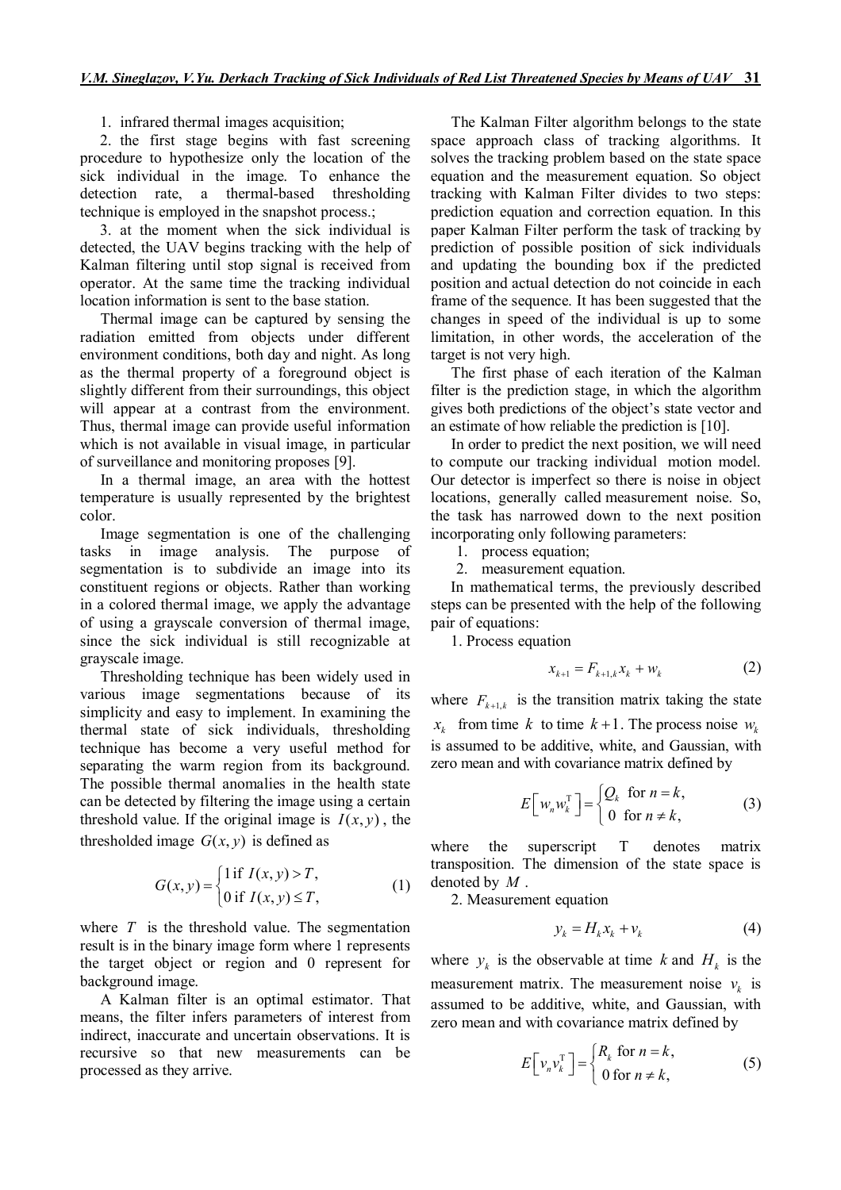1. infrared thermal images acquisition;
2. the first stage begins with fast screening procedure to hypothesize only the location of the sick individual in the image. To enhance the detection rate, a thermal-based thresholding technique is employed in the snapshot process.;
3. at the moment when the sick individual is detected, the UAV begins tracking with the help of Kalman filtering until stop signal is received from operator. At the same time the tracking individual location information is sent to the base station.

Thermal image can be captured by sensing the radiation emitted from objects under different environment conditions, both day and night. As long as the thermal property of a foreground object is slightly different from their surroundings, this object will appear at a contrast from the environment. Thus, thermal image can provide useful information which is not available in visual image, in particular of surveillance and monitoring proposes [9].

In a thermal image, an area with the hottest temperature is usually represented by the brightest color.

Image segmentation is one of the challenging tasks in image analysis. The purpose of segmentation is to subdivide an image into its constituent regions or objects. Rather than working in a colored thermal image, we apply the advantage of using a grayscale conversion of thermal image, since the sick individual is still recognizable at grayscale image.

Thresholding technique has been widely used in various image segmentations because of its simplicity and easy to implement. In examining the thermal state of sick individuals, thresholding technique has become a very useful method for separating the warm region from its background. The possible thermal anomalies in the health state can be detected by filtering the image using a certain threshold value. If the original image is $I(x, y)$, the thresholded image $G(x, y)$ is defined as

$$G(x,y) = \begin{cases} 1 \text{ if } I(x,y) > T, \\ 0 \text{ if } I(x,y) \le T, \end{cases} \tag{1}$$

where $T$ is the threshold value. The segmentation result is in the binary image form where 1 represents the target object or region and 0 represent for background image.

A Kalman filter is an optimal estimator. That means, the filter infers parameters of interest from indirect, inaccurate and uncertain observations. It is recursive so that new measurements can be processed as they arrive.

The Kalman Filter algorithm belongs to the state space approach class of tracking algorithms. It solves the tracking problem based on the state space equation and the measurement equation. So object tracking with Kalman Filter divides to two steps: prediction equation and correction equation. In this paper Kalman Filter perform the task of tracking by prediction of possible position of sick individuals and updating the bounding box if the predicted position and actual detection do not coincide in each frame of the sequence. It has been suggested that the changes in speed of the individual is up to some limitation, in other words, the acceleration of the target is not very high.

The first phase of each iteration of the Kalman filter is the prediction stage, in which the algorithm gives both predictions of the object's state vector and an estimate of how reliable the prediction is [10].

In order to predict the next position, we will need to compute our tracking individual motion model. Our detector is imperfect so there is noise in object locations, generally called measurement noise. So, the task has narrowed down to the next position incorporating only following parameters:

1. process equation;
2. measurement equation.

In mathematical terms, the previously described steps can be presented with the help of the following pair of equations:

1. Process equation

$$x_{k+1} = F_{k+1,k} x_k + w_k \tag{2}$$

where $F_{k+1,k}$ is the transition matrix taking the state $x_k$ from time $k$ to time $k+1$. The process noise $w_k$ is assumed to be additive, white, and Gaussian, with zero mean and with covariance matrix defined by

$$E\left[ w_n w_k^{\mathrm{T}} \right] = \begin{cases} Q_k & \text{for } n = k, \\ 0 & \text{for } n \ne k, \end{cases} \tag{3}$$

where the superscript T denotes matrix transposition. The dimension of the state space is denoted by $M$.

2. Measurement equation

$$y_k = H_k x_k + v_k \tag{4}$$

where $y_k$ is the observable at time $k$ and $H_k$ is the measurement matrix. The measurement noise $v_k$ is assumed to be additive, white, and Gaussian, with zero mean and with covariance matrix defined by

$$E\left[ v_n v_k^{\mathrm{T}} \right] = \begin{cases} R_k \text{ for } n = k, \\ 0 \text{ for } n \ne k, \end{cases} \tag{5}$$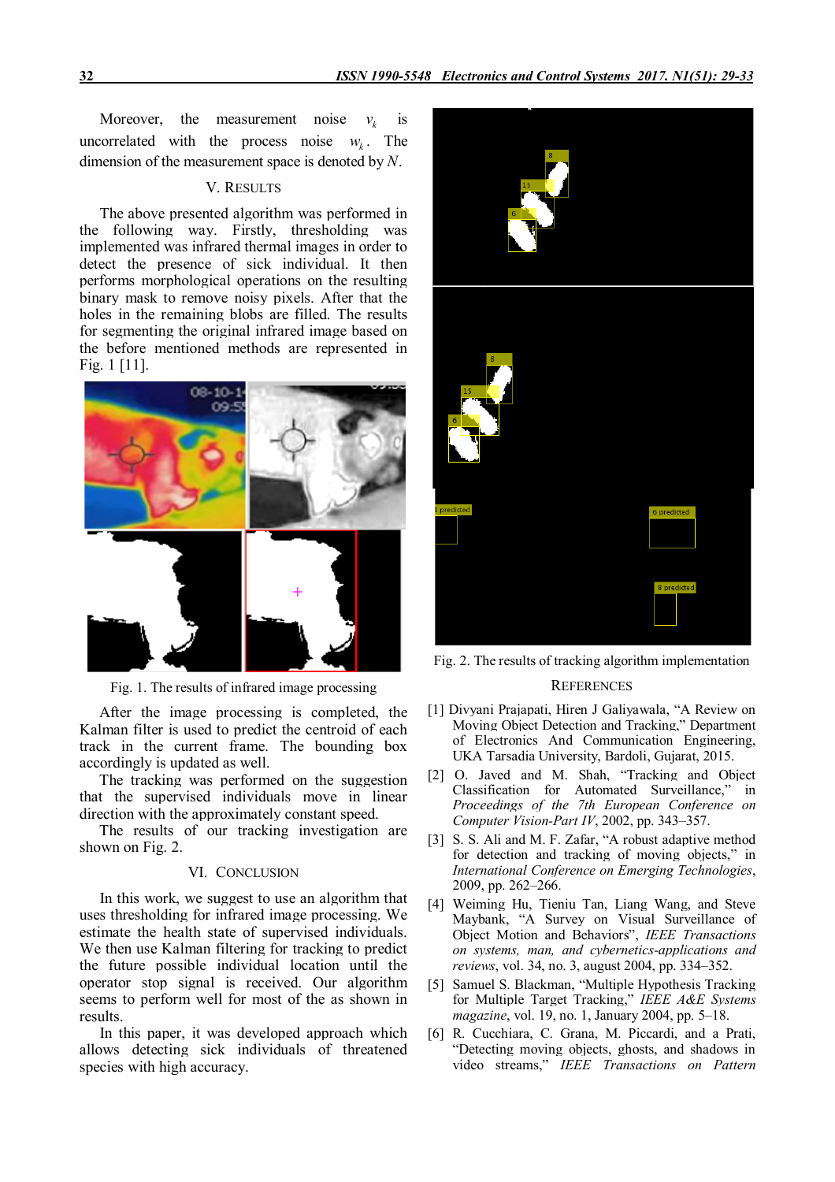Moreover, the measurement noise $v_k$ is uncorrelated with the process noise $w_k$. The dimension of the measurement space is denoted by $N$.

## V. Results

The above presented algorithm was performed in the following way. Firstly, thresholding was implemented was infrared thermal images in order to detect the presence of sick individual. It then performs morphological operations on the resulting binary mask to remove noisy pixels. After that the holes in the remaining blobs are filled. The results for segmenting the original infrared image based on the before mentioned methods are represented in Fig. 1 [11].

Fig. 1. The results of infrared image processing

After the image processing is completed, the Kalman filter is used to predict the centroid of each track in the current frame. The bounding box accordingly is updated as well.

The tracking was performed on the suggestion that the supervised individuals move in linear direction with the approximately constant speed.

The results of our tracking investigation are shown on Fig. 2.

Fig. 2. The results of tracking algorithm implementation

## VI. Conclusion

In this work, we suggest to use an algorithm that uses thresholding for infrared image processing. We estimate the health state of supervised individuals. We then use Kalman filtering for tracking to predict the future possible individual location until the operator stop signal is received. Our algorithm seems to perform well for most of the as shown in results.

In this paper, it was developed approach which allows detecting sick individuals of threatened species with high accuracy.

## References

[1] Divyani Prajapati, Hiren J Galiyawala, "A Review on Moving Object Detection and Tracking," Department of Electronics And Communication Engineering, UKA Tarsadia University, Bardoli, Gujarat, 2015.

[2] O. Javed and M. Shah, "Tracking and Object Classification for Automated Surveillance," in *Proceedings of the 7th European Conference on Computer Vision-Part IV*, 2002, pp. 343–357.

[3] S. S. Ali and M. F. Zafar, "A robust adaptive method for detection and tracking of moving objects," in *International Conference on Emerging Technologies*, 2009, pp. 262–266.

[4] Weiming Hu, Tieniu Tan, Liang Wang, and Steve Maybank, "A Survey on Visual Surveillance of Object Motion and Behaviors", *IEEE Transactions on systems, man, and cybernetics-applications and reviews*, vol. 34, no. 3, august 2004, pp. 334–352.

[5] Samuel S. Blackman, "Multiple Hypothesis Tracking for Multiple Target Tracking," *IEEE A&E Systems magazine*, vol. 19, no. 1, January 2004, pp. 5–18.

[6] R. Cucchiara, C. Grana, M. Piccardi, and a Prati, "Detecting moving objects, ghosts, and shadows in video streams," *IEEE Transactions on Pattern*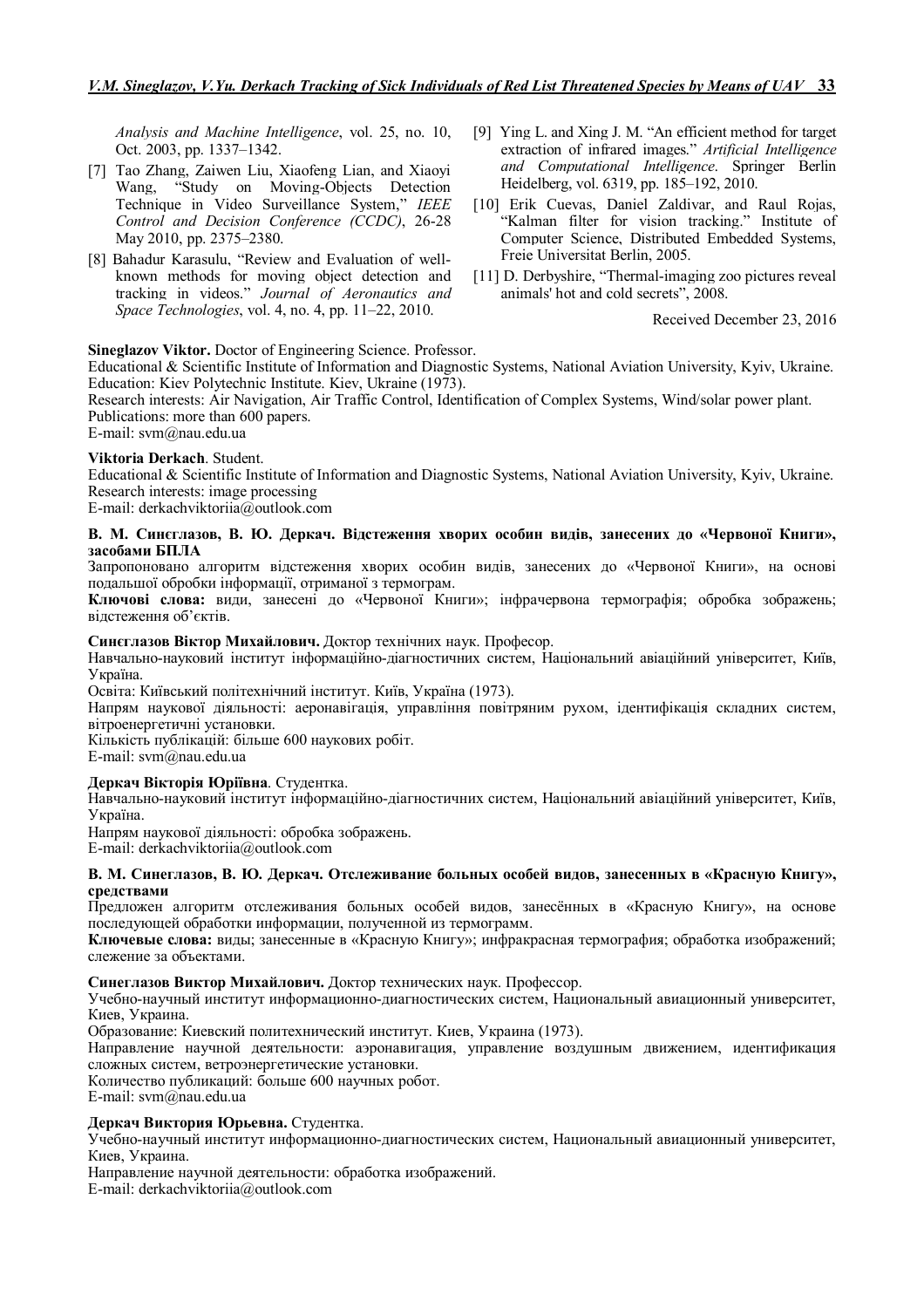*Analysis and Machine Intelligence*, vol. 25, no. 10, Oct. 2003, pp. 1337–1342.

[7] Tao Zhang, Zaiwen Liu, Xiaofeng Lian, and Xiaoyi Wang, "Study on Moving-Objects Detection Technique in Video Surveillance System," *IEEE Control and Decision Conference (CCDC)*, 26-28 May 2010, pp. 2375–2380.

[8] Bahadur Karasulu, "Review and Evaluation of well-known methods for moving object detection and tracking in videos." *Journal of Aeronautics and Space Technologies*, vol. 4, no. 4, pp. 11–22, 2010.

[9] Ying L. and Xing J. M. "An efficient method for target extraction of infrared images." *Artificial Intelligence and Computational Intelligence*. Springer Berlin Heidelberg, vol. 6319, pp. 185–192, 2010.

[10] Erik Cuevas, Daniel Zaldivar, and Raul Rojas, "Kalman filter for vision tracking." Institute of Computer Science, Distributed Embedded Systems, Freie Universitat Berlin, 2005.

[11] D. Derbyshire, "Thermal-imaging zoo pictures reveal animals' hot and cold secrets", 2008.

Received December 23, 2016

**Sineglazov Viktor.** Doctor of Engineering Science. Professor.

Educational & Scientific Institute of Information and Diagnostic Systems, National Aviation University, Kyiv, Ukraine.

Education: Kiev Polytechnic Institute. Kiev, Ukraine (1973).

Research interests: Air Navigation, Air Traffic Control, Identification of Complex Systems, Wind/solar power plant.

Publications: more than 600 papers.

E-mail: svm@nau.edu.ua

**Viktoria Derkach**. Student.

Educational & Scientific Institute of Information and Diagnostic Systems, National Aviation University, Kyiv, Ukraine.

Research interests: image processing

E-mail: derkachviktoriia@outlook.com

**В. М. Синєглазов, В. Ю. Деркач. Відстеження хворих особин видів, занесених до «Червоної Книги», засобами БПЛА**

Запропоновано алгоритм відстеження хворих особин видів, занесених до «Червоної Книги», на основі подальшої обробки інформації, отриманої з термограм.

**Ключові слова:** види, занесені до «Червоної Книги»; інфрачервона термографія; обробка зображень; відстеження об'єктів.

**Синєглазов Віктор Михайлович.** Доктор технічних наук. Професор.

Навчально-науковий інститут інформаційно-діагностичних систем, Національний авіаційний університет, Київ, Україна.

Освіта: Київський політехнічний інститут. Київ, Україна (1973).

Напрям наукової діяльності: аеронавігація, управління повітряним рухом, ідентифікація складних систем, вітроенергетичні установки.

Кількість публікацій: більше 600 наукових робіт.

E-mail: svm@nau.edu.ua

**Деркач Вікторія Юріївна**. Студентка.

Навчально-науковий інститут інформаційно-діагностичних систем, Національний авіаційний університет, Київ, Україна.

Напрям наукової діяльності: обробка зображень.

E-mail: derkachviktoriia@outlook.com

**В. М. Синеглазов, В. Ю. Деркач. Отслеживание больных особей видов, занесенных в «Красную Книгу», средствами**

Предложен алгоритм отслеживания больных особей видов, занесённых в «Красную Книгу», на основе последующей обработки информации, полученной из термограмм.

**Ключевые слова:** виды; занесенные в «Красную Книгу»; инфракрасная термография; обработка изображений; слежение за объектами.

**Синеглазов Виктор Михайлович.** Доктор технических наук. Профессор.

Учебно-научный институт информационно-диагностических систем, Национальный авиационный университет, Киев, Украина.

Образование: Киевский политехнический институт. Киев, Украина (1973).

Направление научной деятельности: аэронавигация, управление воздушным движением, идентификация сложных систем, ветроэнергетические установки.

Количество публикаций: больше 600 научных робот.

E-mail: svm@nau.edu.ua

**Деркач Виктория Юрьевна.** Студентка.

Учебно-научный институт информационно-диагностических систем, Национальный авиационный университет, Киев, Украина.

Направление научной деятельности: обработка изображений.

E-mail: derkachviktoriia@outlook.com